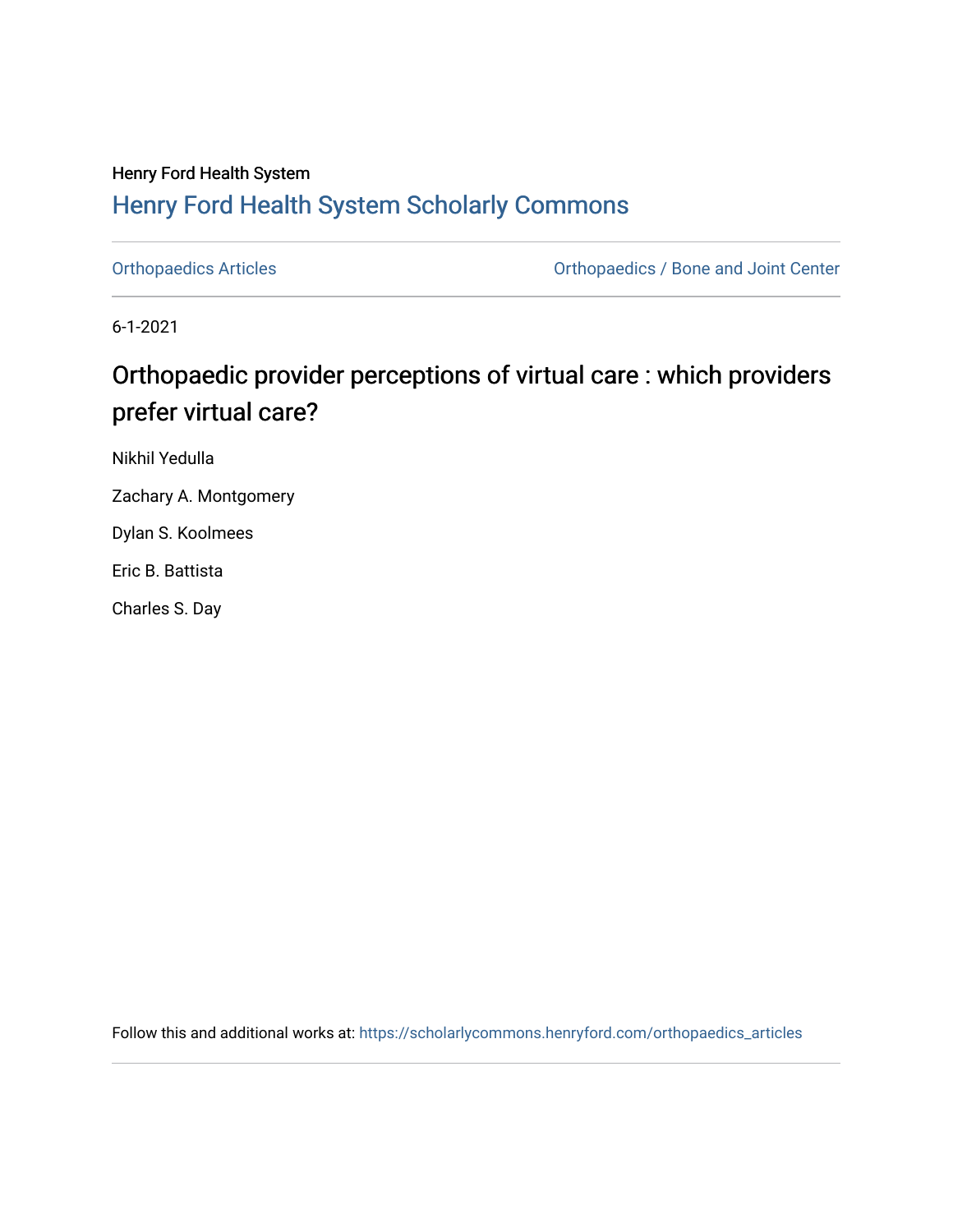Henry Ford Health System

Henry Ford Health System Scholarly Commons

Orthopaedics Articles

Orthopaedics / Bone and Joint Center

6-1-2021

# Orthopaedic provider perceptions of virtual care : which providers prefer virtual care?

Nikhil Yedulla

Zachary A. Montgomery

Dylan S. Koolmees

Eric B. Battista

Charles S. Day

Follow this and additional works at: https://scholarlycommons.henryford.com/orthopaedics_articles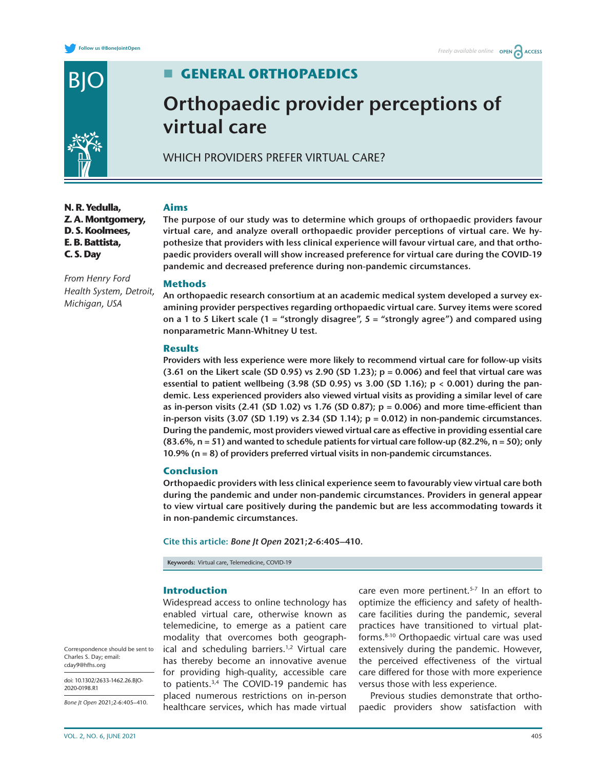# GENERAL ORTHOPAEDICS

# Orthopaedic provider perceptions of virtual care

## WHICH PROVIDERS PREFER VIRTUAL CARE?

**N. R. Yedulla, Z. A. Montgomery, D. S. Koolmees, E. B. Battista, C. S. Day**

*From Henry Ford Health System, Detroit, Michigan, USA*

### Aims

**The purpose of our study was to determine which groups of orthopaedic providers favour virtual care, and analyze overall orthopaedic provider perceptions of virtual care. We hypothesize that providers with less clinical experience will favour virtual care, and that orthopaedic providers overall will show increased preference for virtual care during the COVID-19 pandemic and decreased preference during non-pandemic circumstances.**

### Methods

**An orthopaedic research consortium at an academic medical system developed a survey examining provider perspectives regarding orthopaedic virtual care. Survey items were scored on a 1 to 5 Likert scale (1 = "strongly disagree", 5 = "strongly agree") and compared using nonparametric Mann-Whitney U test.**

### Results

**Providers with less experience were more likely to recommend virtual care for follow-up visits (3.61 on the Likert scale (SD 0.95) vs 2.90 (SD 1.23); $p = 0.006$) and feel that virtual care was essential to patient wellbeing (3.98 (SD 0.95) vs 3.00 (SD 1.16); $p < 0.001$) during the pandemic. Less experienced providers also viewed virtual visits as providing a similar level of care as in-person visits (2.41 (SD 1.02) vs 1.76 (SD 0.87); $p = 0.006$) and more time-efficient than in-person visits (3.07 (SD 1.19) vs 2.34 (SD 1.14); $p = 0.012$) in non-pandemic circumstances. During the pandemic, most providers viewed virtual care as effective in providing essential care (83.6%, n = 51) and wanted to schedule patients for virtual care follow-up (82.2%, n = 50); only 10.9% (n = 8) of providers preferred virtual visits in non-pandemic circumstances.**

### Conclusion

**Orthopaedic providers with less clinical experience seem to favourably view virtual care both during the pandemic and under non-pandemic circumstances. Providers in general appear to view virtual care positively during the pandemic but are less accommodating towards it in non-pandemic circumstances.**

Cite this article: *Bone Jt Open* 2021;2-6:405–410.

**Keywords:** Virtual care, Telemedicine, COVID-19

Correspondence should be sent to Charles S. Day; email: cday9@hfhs.org

doi: 10.1302/2633-1462.26.BJO-2020-0198.R1

*Bone Jt Open* 2021;2-6:405–410.

## Introduction

Widespread access to online technology has enabled virtual care, otherwise known as telemedicine, to emerge as a patient care modality that overcomes both geographical and scheduling barriers.[1,2] Virtual care has thereby become an innovative avenue for providing high-quality, accessible care to patients.[3,4] The COVID-19 pandemic has placed numerous restrictions on in-person healthcare services, which has made virtual care even more pertinent.[5-7] In an effort to optimize the efficiency and safety of healthcare facilities during the pandemic, several practices have transitioned to virtual platforms.[8-10] Orthopaedic virtual care was used extensively during the pandemic. However, the perceived effectiveness of the virtual care differed for those with more experience versus those with less experience.

Previous studies demonstrate that orthopaedic providers show satisfaction with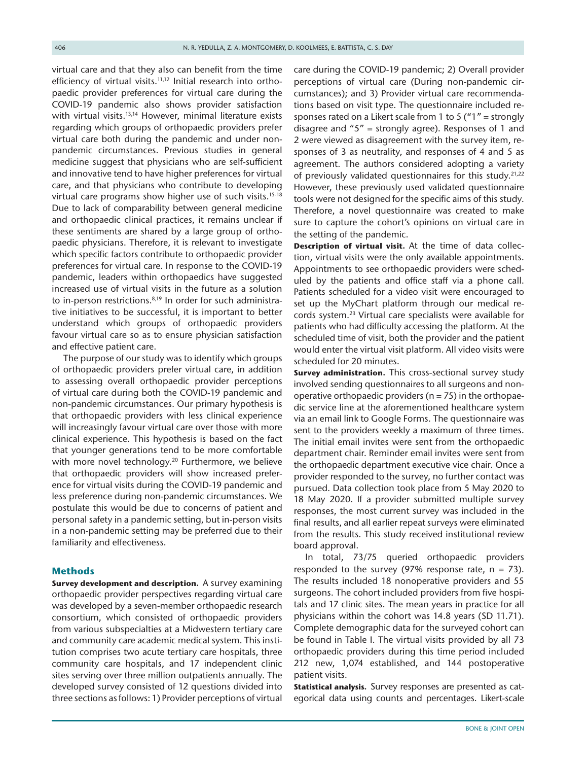virtual care and that they also can benefit from the time efficiency of virtual visits.[11,12] Initial research into orthopaedic provider preferences for virtual care during the COVID-19 pandemic also shows provider satisfaction with virtual visits.[13,14] However, minimal literature exists regarding which groups of orthopaedic providers prefer virtual care both during the pandemic and under non-pandemic circumstances. Previous studies in general medicine suggest that physicians who are self-sufficient and innovative tend to have higher preferences for virtual care, and that physicians who contribute to developing virtual care programs show higher use of such visits.[15-18] Due to lack of comparability between general medicine and orthopaedic clinical practices, it remains unclear if these sentiments are shared by a large group of orthopaedic physicians. Therefore, it is relevant to investigate which specific factors contribute to orthopaedic provider preferences for virtual care. In response to the COVID-19 pandemic, leaders within orthopaedics have suggested increased use of virtual visits in the future as a solution to in-person restrictions.[8,19] In order for such administrative initiatives to be successful, it is important to better understand which groups of orthopaedic providers favour virtual care so as to ensure physician satisfaction and effective patient care.

The purpose of our study was to identify which groups of orthopaedic providers prefer virtual care, in addition to assessing overall orthopaedic provider perceptions of virtual care during both the COVID-19 pandemic and non-pandemic circumstances. Our primary hypothesis is that orthopaedic providers with less clinical experience will increasingly favour virtual care over those with more clinical experience. This hypothesis is based on the fact that younger generations tend to be more comfortable with more novel technology.[20] Furthermore, we believe that orthopaedic providers will show increased preference for virtual visits during the COVID-19 pandemic and less preference during non-pandemic circumstances. We postulate this would be due to concerns of patient and personal safety in a pandemic setting, but in-person visits in a non-pandemic setting may be preferred due to their familiarity and effectiveness.

## Methods

**Survey development and description.** A survey examining orthopaedic provider perspectives regarding virtual care was developed by a seven-member orthopaedic research consortium, which consisted of orthopaedic providers from various subspecialties at a Midwestern tertiary care and community care academic medical system. This institution comprises two acute tertiary care hospitals, three community care hospitals, and 17 independent clinic sites serving over three million outpatients annually. The developed survey consisted of 12 questions divided into three sections as follows: 1) Provider perceptions of virtual care during the COVID-19 pandemic; 2) Overall provider perceptions of virtual care (During non-pandemic circumstances); and 3) Provider virtual care recommendations based on visit type. The questionnaire included responses rated on a Likert scale from 1 to 5 ("1" = strongly disagree and "5" = strongly agree). Responses of 1 and 2 were viewed as disagreement with the survey item, responses of 3 as neutrality, and responses of 4 and 5 as agreement. The authors considered adopting a variety of previously validated questionnaires for this study.[21,22] However, these previously used validated questionnaire tools were not designed for the specific aims of this study. Therefore, a novel questionnaire was created to make sure to capture the cohort's opinions on virtual care in the setting of the pandemic.

**Description of virtual visit.** At the time of data collection, virtual visits were the only available appointments. Appointments to see orthopaedic providers were scheduled by the patients and office staff via a phone call. Patients scheduled for a video visit were encouraged to set up the MyChart platform through our medical records system.[23] Virtual care specialists were available for patients who had difficulty accessing the platform. At the scheduled time of visit, both the provider and the patient would enter the virtual visit platform. All video visits were scheduled for 20 minutes.

**Survey administration.** This cross-sectional survey study involved sending questionnaires to all surgeons and non-operative orthopaedic providers (n = 75) in the orthopaedic service line at the aforementioned healthcare system via an email link to Google Forms. The questionnaire was sent to the providers weekly a maximum of three times. The initial email invites were sent from the orthopaedic department chair. Reminder email invites were sent from the orthopaedic department executive vice chair. Once a provider responded to the survey, no further contact was pursued. Data collection took place from 5 May 2020 to 18 May 2020. If a provider submitted multiple survey responses, the most current survey was included in the final results, and all earlier repeat surveys were eliminated from the results. This study received institutional review board approval.

In total, 73/75 queried orthopaedic providers responded to the survey (97% response rate, n = 73). The results included 18 nonoperative providers and 55 surgeons. The cohort included providers from five hospitals and 17 clinic sites. The mean years in practice for all physicians within the cohort was 14.8 years (SD 11.71). Complete demographic data for the surveyed cohort can be found in Table I. The virtual visits provided by all 73 orthopaedic providers during this time period included 212 new, 1,074 established, and 144 postoperative patient visits.

**Statistical analysis.** Survey responses are presented as categorical data using counts and percentages. Likert-scale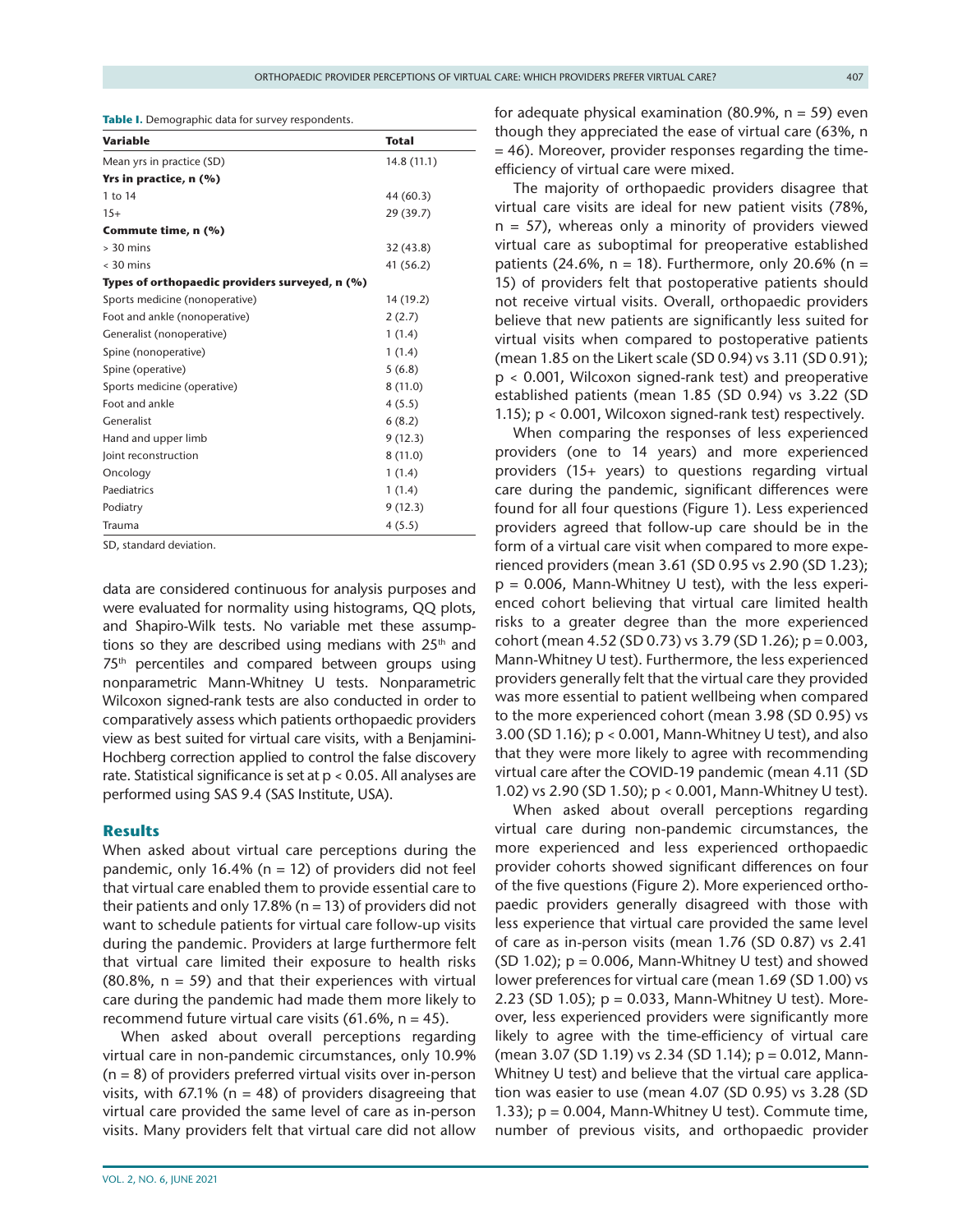**Table I.** Demographic data for survey respondents.

| Variable | Total |
|---|---|
| Mean yrs in practice (SD) | 14.8 (11.1) |
| **Yrs in practice, n (%)** | |
| 1 to 14 | 44 (60.3) |
| 15+ | 29 (39.7) |
| **Commute time, n (%)** | |
| > 30 mins | 32 (43.8) |
| < 30 mins | 41 (56.2) |
| **Types of orthopaedic providers surveyed, n (%)** | |
| Sports medicine (nonoperative) | 14 (19.2) |
| Foot and ankle (nonoperative) | 2 (2.7) |
| Generalist (nonoperative) | 1 (1.4) |
| Spine (nonoperative) | 1 (1.4) |
| Spine (operative) | 5 (6.8) |
| Sports medicine (operative) | 8 (11.0) |
| Foot and ankle | 4 (5.5) |
| Generalist | 6 (8.2) |
| Hand and upper limb | 9 (12.3) |
| Joint reconstruction | 8 (11.0) |
| Oncology | 1 (1.4) |
| Paediatrics | 1 (1.4) |
| Podiatry | 9 (12.3) |
| Trauma | 4 (5.5) |

SD, standard deviation.

data are considered continuous for analysis purposes and were evaluated for normality using histograms, QQ plots, and Shapiro-Wilk tests. No variable met these assumptions so they are described using medians with 25th and 75th percentiles and compared between groups using nonparametric Mann-Whitney U tests. Nonparametric Wilcoxon signed-rank tests are also conducted in order to comparatively assess which patients orthopaedic providers view as best suited for virtual care visits, with a Benjamini-Hochberg correction applied to control the false discovery rate. Statistical significance is set at $p < 0.05$. All analyses are performed using SAS 9.4 (SAS Institute, USA).

## Results

When asked about virtual care perceptions during the pandemic, only 16.4% (n = 12) of providers did not feel that virtual care enabled them to provide essential care to their patients and only 17.8% (n = 13) of providers did not want to schedule patients for virtual care follow-up visits during the pandemic. Providers at large furthermore felt that virtual care limited their exposure to health risks (80.8%, n = 59) and that their experiences with virtual care during the pandemic had made them more likely to recommend future virtual care visits (61.6%, n = 45).

When asked about overall perceptions regarding virtual care in non-pandemic circumstances, only 10.9% (n = 8) of providers preferred virtual visits over in-person visits, with 67.1% (n = 48) of providers disagreeing that virtual care provided the same level of care as in-person visits. Many providers felt that virtual care did not allow for adequate physical examination (80.9%, n = 59) even though they appreciated the ease of virtual care (63%, n = 46). Moreover, provider responses regarding the time-efficiency of virtual care were mixed.

The majority of orthopaedic providers disagree that virtual care visits are ideal for new patient visits (78%, n = 57), whereas only a minority of providers viewed virtual care as suboptimal for preoperative established patients (24.6%, n = 18). Furthermore, only 20.6% (n = 15) of providers felt that postoperative patients should not receive virtual visits. Overall, orthopaedic providers believe that new patients are significantly less suited for virtual visits when compared to postoperative patients (mean 1.85 on the Likert scale (SD 0.94) vs 3.11 (SD 0.91); $p < 0.001$, Wilcoxon signed-rank test) and preoperative established patients (mean 1.85 (SD 0.94) vs 3.22 (SD 1.15); $p < 0.001$, Wilcoxon signed-rank test) respectively.

When comparing the responses of less experienced providers (one to 14 years) and more experienced providers (15+ years) to questions regarding virtual care during the pandemic, significant differences were found for all four questions (Figure 1). Less experienced providers agreed that follow-up care should be in the form of a virtual care visit when compared to more experienced providers (mean 3.61 (SD 0.95 vs 2.90 (SD 1.23); $p = 0.006$, Mann-Whitney U test), with the less experienced cohort believing that virtual care limited health risks to a greater degree than the more experienced cohort (mean 4.52 (SD 0.73) vs 3.79 (SD 1.26); $p = 0.003$, Mann-Whitney U test). Furthermore, the less experienced providers generally felt that the virtual care they provided was more essential to patient wellbeing when compared to the more experienced cohort (mean 3.98 (SD 0.95) vs 3.00 (SD 1.16); $p < 0.001$, Mann-Whitney U test), and also that they were more likely to agree with recommending virtual care after the COVID-19 pandemic (mean 4.11 (SD 1.02) vs 2.90 (SD 1.50); $p < 0.001$, Mann-Whitney U test).

When asked about overall perceptions regarding virtual care during non-pandemic circumstances, the more experienced and less experienced orthopaedic provider cohorts showed significant differences on four of the five questions (Figure 2). More experienced orthopaedic providers generally disagreed with those with less experience that virtual care provided the same level of care as in-person visits (mean 1.76 (SD 0.87) vs 2.41 (SD 1.02); $p = 0.006$, Mann-Whitney U test) and showed lower preferences for virtual care (mean 1.69 (SD 1.00) vs 2.23 (SD 1.05); $p = 0.033$, Mann-Whitney U test). Moreover, less experienced providers were significantly more likely to agree with the time-efficiency of virtual care (mean 3.07 (SD 1.19) vs 2.34 (SD 1.14); $p = 0.012$, Mann-Whitney U test) and believe that the virtual care application was easier to use (mean 4.07 (SD 0.95) vs 3.28 (SD 1.33); $p = 0.004$, Mann-Whitney U test). Commute time, number of previous visits, and orthopaedic provider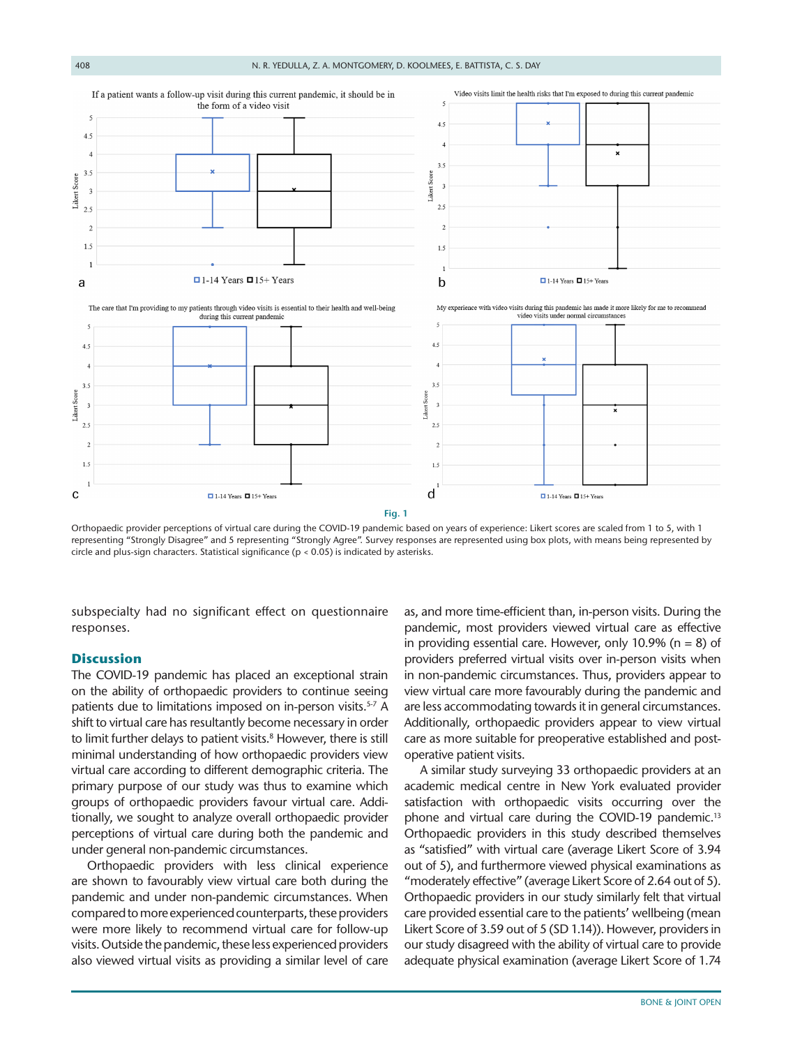**Fig. 1**

Orthopaedic provider perceptions of virtual care during the COVID-19 pandemic based on years of experience: Likert scores are scaled from 1 to 5, with 1 representing "Strongly Disagree" and 5 representing "Strongly Agree". Survey responses are represented using box plots, with means being represented by circle and plus-sign characters. Statistical significance ($p < 0.05$) is indicated by asterisks.

subspecialty had no significant effect on questionnaire responses.

## Discussion

The COVID-19 pandemic has placed an exceptional strain on the ability of orthopaedic providers to continue seeing patients due to limitations imposed on in-person visits.[5-7] A shift to virtual care has resultantly become necessary in order to limit further delays to patient visits.[8] However, there is still minimal understanding of how orthopaedic providers view virtual care according to different demographic criteria. The primary purpose of our study was thus to examine which groups of orthopaedic providers favour virtual care. Additionally, we sought to analyze overall orthopaedic provider perceptions of virtual care during both the pandemic and under general non-pandemic circumstances.

Orthopaedic providers with less clinical experience are shown to favourably view virtual care both during the pandemic and under non-pandemic circumstances. When compared to more experienced counterparts, these providers were more likely to recommend virtual care for follow-up visits. Outside the pandemic, these less experienced providers also viewed virtual visits as providing a similar level of care as, and more time-efficient than, in-person visits. During the pandemic, most providers viewed virtual care as effective in providing essential care. However, only 10.9% (n = 8) of providers preferred virtual visits over in-person visits when in non-pandemic circumstances. Thus, providers appear to view virtual care more favourably during the pandemic and are less accommodating towards it in general circumstances. Additionally, orthopaedic providers appear to view virtual care as more suitable for preoperative established and post-operative patient visits.

A similar study surveying 33 orthopaedic providers at an academic medical centre in New York evaluated provider satisfaction with orthopaedic visits occurring over the phone and virtual care during the COVID-19 pandemic.[13] Orthopaedic providers in this study described themselves as "satisfied" with virtual care (average Likert Score of 3.94 out of 5), and furthermore viewed physical examinations as "moderately effective" (average Likert Score of 2.64 out of 5). Orthopaedic providers in our study similarly felt that virtual care provided essential care to the patients' wellbeing (mean Likert Score of 3.59 out of 5 (SD 1.14)). However, providers in our study disagreed with the ability of virtual care to provide adequate physical examination (average Likert Score of 1.74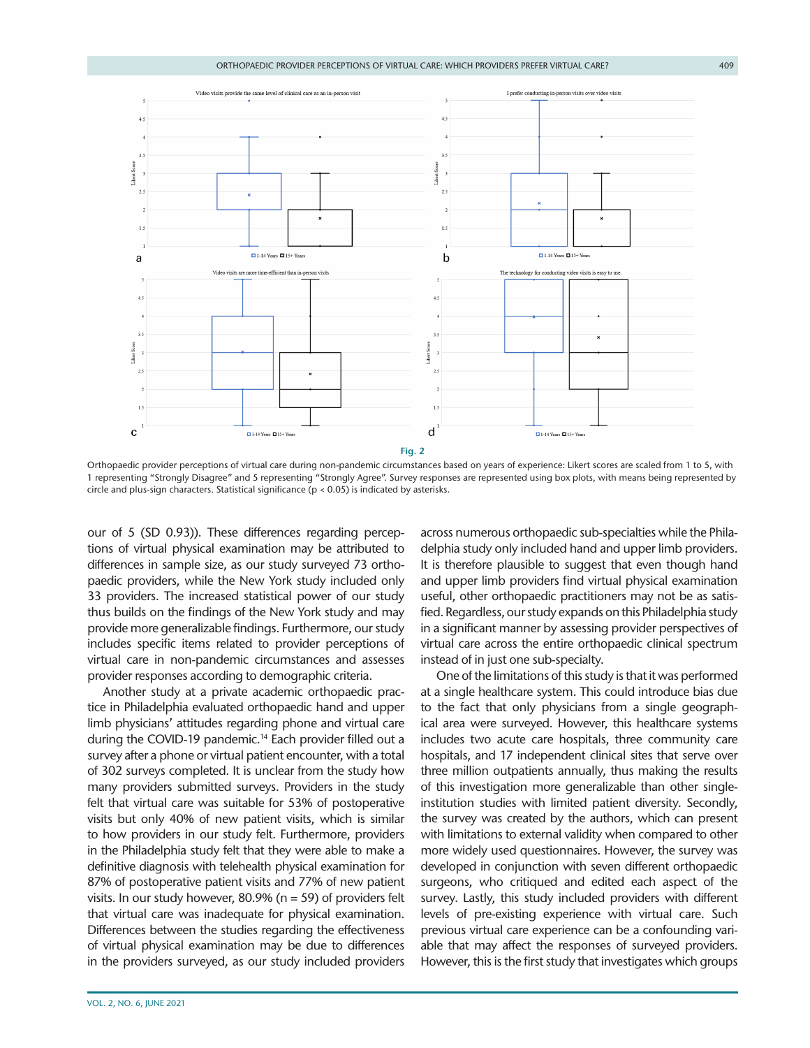Fig. 2

Orthopaedic provider perceptions of virtual care during non-pandemic circumstances based on years of experience: Likert scores are scaled from 1 to 5, with 1 representing "Strongly Disagree" and 5 representing "Strongly Agree". Survey responses are represented using box plots, with means being represented by circle and plus-sign characters. Statistical significance ($p < 0.05$) is indicated by asterisks.

our of 5 (SD 0.93)). These differences regarding perceptions of virtual physical examination may be attributed to differences in sample size, as our study surveyed 73 orthopaedic providers, while the New York study included only 33 providers. The increased statistical power of our study thus builds on the findings of the New York study and may provide more generalizable findings. Furthermore, our study includes specific items related to provider perceptions of virtual care in non-pandemic circumstances and assesses provider responses according to demographic criteria.

Another study at a private academic orthopaedic practice in Philadelphia evaluated orthopaedic hand and upper limb physicians' attitudes regarding phone and virtual care during the COVID-19 pandemic.[14] Each provider filled out a survey after a phone or virtual patient encounter, with a total of 302 surveys completed. It is unclear from the study how many providers submitted surveys. Providers in the study felt that virtual care was suitable for 53% of postoperative visits but only 40% of new patient visits, which is similar to how providers in our study felt. Furthermore, providers in the Philadelphia study felt that they were able to make a definitive diagnosis with telehealth physical examination for 87% of postoperative patient visits and 77% of new patient visits. In our study however, 80.9% (n = 59) of providers felt that virtual care was inadequate for physical examination. Differences between the studies regarding the effectiveness of virtual physical examination may be due to differences in the providers surveyed, as our study included providers across numerous orthopaedic sub-specialties while the Philadelphia study only included hand and upper limb providers. It is therefore plausible to suggest that even though hand and upper limb providers find virtual physical examination useful, other orthopaedic practitioners may not be as satisfied. Regardless, our study expands on this Philadelphia study in a significant manner by assessing provider perspectives of virtual care across the entire orthopaedic clinical spectrum instead of in just one sub-specialty.

One of the limitations of this study is that it was performed at a single healthcare system. This could introduce bias due to the fact that only physicians from a single geographical area were surveyed. However, this healthcare systems includes two acute care hospitals, three community care hospitals, and 17 independent clinical sites that serve over three million outpatients annually, thus making the results of this investigation more generalizable than other single-institution studies with limited patient diversity. Secondly, the survey was created by the authors, which can present with limitations to external validity when compared to other more widely used questionnaires. However, the survey was developed in conjunction with seven different orthopaedic surgeons, who critiqued and edited each aspect of the survey. Lastly, this study included providers with different levels of pre-existing experience with virtual care. Such previous virtual care experience can be a confounding variable that may affect the responses of surveyed providers. However, this is the first study that investigates which groups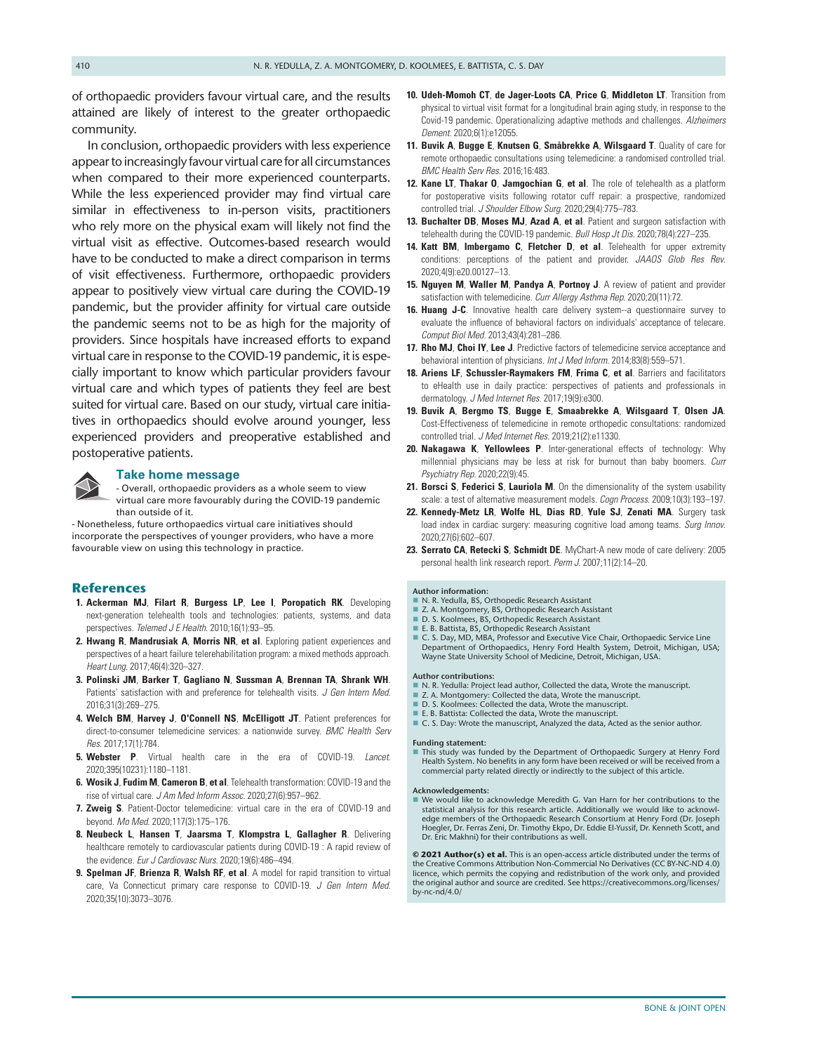of orthopaedic providers favour virtual care, and the results attained are likely of interest to the greater orthopaedic community.

In conclusion, orthopaedic providers with less experience appear to increasingly favour virtual care for all circumstances when compared to their more experienced counterparts. While the less experienced provider may find virtual care similar in effectiveness to in-person visits, practitioners who rely more on the physical exam will likely not find the virtual visit as effective. Outcomes-based research would have to be conducted to make a direct comparison in terms of visit effectiveness. Furthermore, orthopaedic providers appear to positively view virtual care during the COVID-19 pandemic, but the provider affinity for virtual care outside the pandemic seems not to be as high for the majority of providers. Since hospitals have increased efforts to expand virtual care in response to the COVID-19 pandemic, it is especially important to know which particular providers favour virtual care and which types of patients they feel are best suited for virtual care. Based on our study, virtual care initiatives in orthopaedics should evolve around younger, less experienced providers and preoperative established and postoperative patients.

### Take home message

- Overall, orthopaedic providers as a whole seem to view virtual care more favourably during the COVID-19 pandemic than outside of it.
- Nonetheless, future orthopaedics virtual care initiatives should incorporate the perspectives of younger providers, who have a more favourable view on using this technology in practice.

## References

1. **Ackerman MJ**, **Filart R**, **Burgess LP**, **Lee I**, **Poropatich RK**. Developing next-generation telehealth tools and technologies: patients, systems, and data perspectives. *Telemed J E Health*. 2010;16(1):93–95.
2. **Hwang R**, **Mandrusiak A**, **Morris NR**, **et al**. Exploring patient experiences and perspectives of a heart failure telerehabilitation program: a mixed methods approach. *Heart Lung*. 2017;46(4):320–327.
3. **Polinski JM**, **Barker T**, **Gagliano N**, **Sussman A**, **Brennan TA**, **Shrank WH**. Patients' satisfaction with and preference for telehealth visits. *J Gen Intern Med*. 2016;31(3):269–275.
4. **Welch BM**, **Harvey J**, **O'Connell NS**, **McElligott JT**. Patient preferences for direct-to-consumer telemedicine services: a nationwide survey. *BMC Health Serv Res*. 2017;17(1):784.
5. **Webster P**. Virtual health care in the era of COVID-19. *Lancet*. 2020;395(10231):1180–1181.
6. **Wosik J**, **Fudim M**, **Cameron B**, **et al**. Telehealth transformation: COVID-19 and the rise of virtual care. *J Am Med Inform Assoc*. 2020;27(6):957–962.
7. **Zweig S**. Patient-Doctor telemedicine: virtual care in the era of COVID-19 and beyond. *Mo Med*. 2020;117(3):175–176.
8. **Neubeck L**, **Hansen T**, **Jaarsma T**, **Klompstra L**, **Gallagher R**. Delivering healthcare remotely to cardiovascular patients during COVID-19 : A rapid review of the evidence. *Eur J Cardiovasc Nurs*. 2020;19(6):486–494.
9. **Spelman JF**, **Brienza R**, **Walsh RF**, **et al**. A model for rapid transition to virtual care, Va Connecticut primary care response to COVID-19. *J Gen Intern Med*. 2020;35(10):3073–3076.
10. **Udeh-Momoh CT**, **de Jager-Loots CA**, **Price G**, **Middleton LT**. Transition from physical to virtual visit format for a longitudinal brain aging study, in response to the Covid-19 pandemic. Operationalizing adaptive methods and challenges. *Alzheimers Dement*. 2020;6(1):e12055.
11. **Buvik A**, **Bugge E**, **Knutsen G**, **Småbrekke A**, **Wilsgaard T**. Quality of care for remote orthopaedic consultations using telemedicine: a randomised controlled trial. *BMC Health Serv Res*. 2016;16:483.
12. **Kane LT**, **Thakar O**, **Jamgochian G**, **et al**. The role of telehealth as a platform for postoperative visits following rotator cuff repair: a prospective, randomized controlled trial. *J Shoulder Elbow Surg*. 2020;29(4):775–783.
13. **Buchalter DB**, **Moses MJ**, **Azad A**, **et al**. Patient and surgeon satisfaction with telehealth during the COVID-19 pandemic. *Bull Hosp Jt Dis*. 2020;78(4):227–235.
14. **Katt BM**, **Imbergamo C**, **Fletcher D**, **et al**. Telehealth for upper extremity conditions: perceptions of the patient and provider. *JAAOS Glob Res Rev*. 2020;4(9):e20.00127–13.
15. **Nguyen M**, **Waller M**, **Pandya A**, **Portnoy J**. A review of patient and provider satisfaction with telemedicine. *Curr Allergy Asthma Rep*. 2020;20(11):72.
16. **Huang J-C**. Innovative health care delivery system--a questionnaire survey to evaluate the influence of behavioral factors on individuals' acceptance of telecare. *Comput Biol Med*. 2013;43(4):281–286.
17. **Rho MJ**, **Choi IY**, **Lee J**. Predictive factors of telemedicine service acceptance and behavioral intention of physicians. *Int J Med Inform*. 2014;83(8):559–571.
18. **Ariens LF**, **Schussler-Raymakers FM**, **Frima C**, **et al**. Barriers and facilitators to eHealth use in daily practice: perspectives of patients and professionals in dermatology. *J Med Internet Res*. 2017;19(9):e300.
19. **Buvik A**, **Bergmo TS**, **Bugge E**, **Smaabrekke A**, **Wilsgaard T**, **Olsen JA**. Cost-Effectiveness of telemedicine in remote orthopedic consultations: randomized controlled trial. *J Med Internet Res*. 2019;21(2):e11330.
20. **Nakagawa K**, **Yellowlees P**. Inter-generational effects of technology: Why millennial physicians may be less at risk for burnout than baby boomers. *Curr Psychiatry Rep*. 2020;22(9):45.
21. **Borsci S**, **Federici S**, **Lauriola M**. On the dimensionality of the system usability scale: a test of alternative measurement models. *Cogn Process*. 2009;10(3):193–197.
22. **Kennedy-Metz LR**, **Wolfe HL**, **Dias RD**, **Yule SJ**, **Zenati MA**. Surgery task load index in cardiac surgery: measuring cognitive load among teams. *Surg Innov*. 2020;27(6):602–607.
23. **Serrato CA**, **Retecki S**, **Schmidt DE**. MyChart-A new mode of care delivery: 2005 personal health link research report. *Perm J*. 2007;11(2):14–20.

**Author information:**
- N. R. Yedulla, BS, Orthopedic Research Assistant
- Z. A. Montgomery, BS, Orthopedic Research Assistant
- D. S. Koolmees, BS, Orthopedic Research Assistant
- E. B. Battista, BS, Orthopedic Research Assistant
- C. S. Day, MD, MBA, Professor and Executive Vice Chair, Orthopaedic Service Line Department of Orthopaedics, Henry Ford Health System, Detroit, Michigan, USA; Wayne State University School of Medicine, Detroit, Michigan, USA.

**Author contributions:**
- N. R. Yedulla: Project lead author, Collected the data, Wrote the manuscript.
- Z. A. Montgomery: Collected the data, Wrote the manuscript.
- D. S. Koolmees: Collected the data, Wrote the manuscript.
- E. B. Battista: Collected the data, Wrote the manuscript.
- C. S. Day: Wrote the manuscript, Analyzed the data, Acted as the senior author.

**Funding statement:**
- This study was funded by the Department of Orthopaedic Surgery at Henry Ford Health System. No benefits in any form have been received or will be received from a commercial party related directly or indirectly to the subject of this article.

**Acknowledgements:**
- We would like to acknowledge Meredith G. Van Harn for her contributions to the statistical analysis for this research article. Additionally we would like to acknowledge members of the Orthopaedic Research Consortium at Henry Ford (Dr. Joseph Hoegler, Dr. Ferras Zeni, Dr. Timothy Ekpo, Dr. Eddie El-Yussif, Dr. Kenneth Scott, and Dr. Eric Makhni) for their contributions as well.

**© 2021 Author(s) et al.** This is an open-access article distributed under the terms of the Creative Commons Attribution Non-Commercial No Derivatives (CC BY-NC-ND 4.0) licence, which permits the copying and redistribution of the work only, and provided the original author and source are credited. See https://creativecommons.org/licenses/by-nc-nd/4.0/